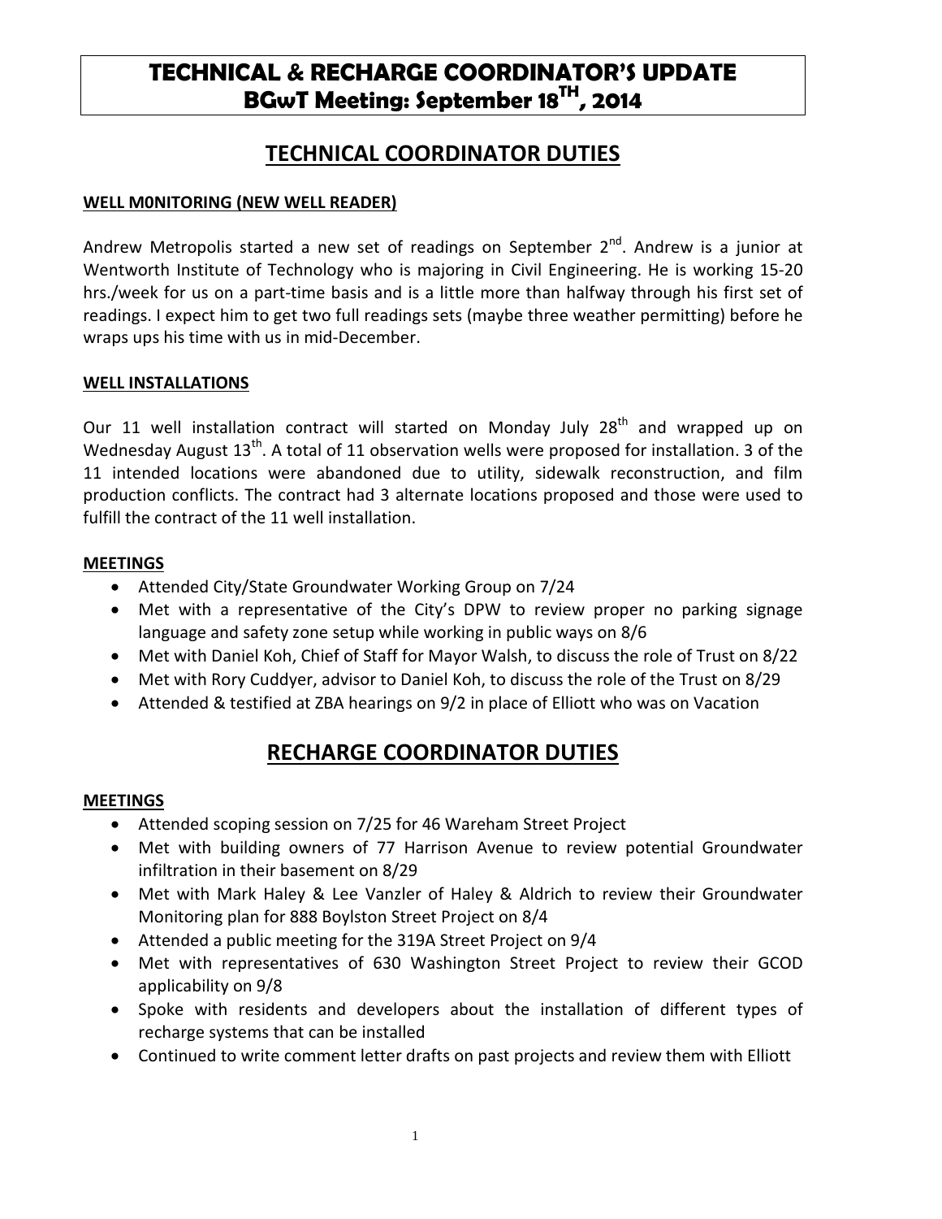# TECHNICAL & RECHARGE COORDINATOR'S UPDATE
# BGwT Meeting: September 18TH, 2014

## TECHNICAL COORDINATOR DUTIES

### WELL M0NITORING (NEW WELL READER)

Andrew Metropolis started a new set of readings on September 2nd. Andrew is a junior at Wentworth Institute of Technology who is majoring in Civil Engineering. He is working 15-20 hrs./week for us on a part-time basis and is a little more than halfway through his first set of readings. I expect him to get two full readings sets (maybe three weather permitting) before he wraps ups his time with us in mid-December.

### WELL INSTALLATIONS

Our 11 well installation contract will started on Monday July 28th and wrapped up on Wednesday August 13th. A total of 11 observation wells were proposed for installation. 3 of the 11 intended locations were abandoned due to utility, sidewalk reconstruction, and film production conflicts. The contract had 3 alternate locations proposed and those were used to fulfill the contract of the 11 well installation.

### MEETINGS

- Attended City/State Groundwater Working Group on 7/24
- Met with a representative of the City's DPW to review proper no parking signage language and safety zone setup while working in public ways on 8/6
- Met with Daniel Koh, Chief of Staff for Mayor Walsh, to discuss the role of Trust on 8/22
- Met with Rory Cuddyer, advisor to Daniel Koh, to discuss the role of the Trust on 8/29
- Attended & testified at ZBA hearings on 9/2 in place of Elliott who was on Vacation

## RECHARGE COORDINATOR DUTIES

### MEETINGS

- Attended scoping session on 7/25 for 46 Wareham Street Project
- Met with building owners of 77 Harrison Avenue to review potential Groundwater infiltration in their basement on 8/29
- Met with Mark Haley & Lee Vanzler of Haley & Aldrich to review their Groundwater Monitoring plan for 888 Boylston Street Project on 8/4
- Attended a public meeting for the 319A Street Project on 9/4
- Met with representatives of 630 Washington Street Project to review their GCOD applicability on 9/8
- Spoke with residents and developers about the installation of different types of recharge systems that can be installed
- Continued to write comment letter drafts on past projects and review them with Elliott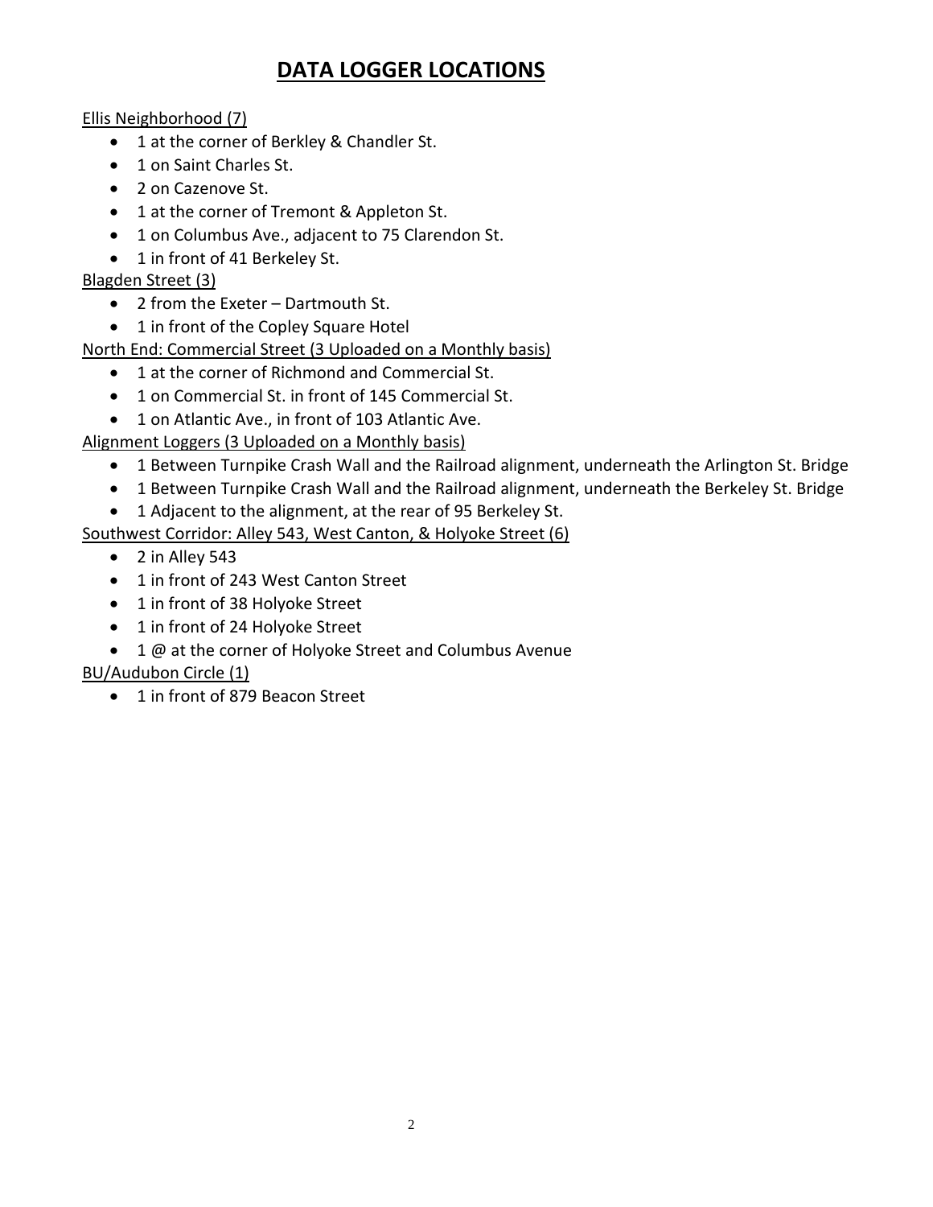# DATA LOGGER LOCATIONS

Ellis Neighborhood (7)

- 1 at the corner of Berkley & Chandler St.
- 1 on Saint Charles St.
- 2 on Cazenove St.
- 1 at the corner of Tremont & Appleton St.
- 1 on Columbus Ave., adjacent to 75 Clarendon St.
- 1 in front of 41 Berkeley St.

Blagden Street (3)

- 2 from the Exeter – Dartmouth St.
- 1 in front of the Copley Square Hotel

North End: Commercial Street (3 Uploaded on a Monthly basis)

- 1 at the corner of Richmond and Commercial St.
- 1 on Commercial St. in front of 145 Commercial St.
- 1 on Atlantic Ave., in front of 103 Atlantic Ave.

Alignment Loggers (3 Uploaded on a Monthly basis)

- 1 Between Turnpike Crash Wall and the Railroad alignment, underneath the Arlington St. Bridge
- 1 Between Turnpike Crash Wall and the Railroad alignment, underneath the Berkeley St. Bridge
- 1 Adjacent to the alignment, at the rear of 95 Berkeley St.

Southwest Corridor: Alley 543, West Canton, & Holyoke Street (6)

- 2 in Alley 543
- 1 in front of 243 West Canton Street
- 1 in front of 38 Holyoke Street
- 1 in front of 24 Holyoke Street
- 1 @ at the corner of Holyoke Street and Columbus Avenue

BU/Audubon Circle (1)

- 1 in front of 879 Beacon Street